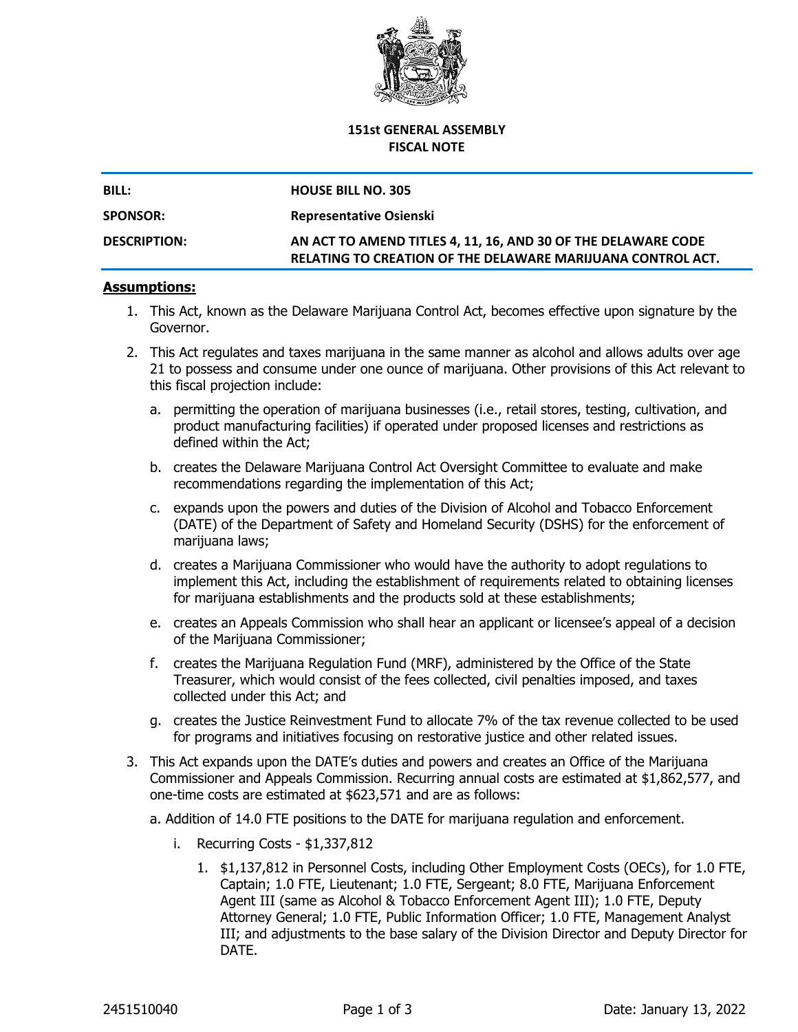**151st GENERAL ASSEMBLY**
**FISCAL NOTE**

| | |
|---|---|
| **BILL:** | **HOUSE BILL NO. 305** |
| **SPONSOR:** | **Representative Osienski** |
| **DESCRIPTION:** | **AN ACT TO AMEND TITLES 4, 11, 16, AND 30 OF THE DELAWARE CODE RELATING TO CREATION OF THE DELAWARE MARIJUANA CONTROL ACT.** |

## **Assumptions:**

1. This Act, known as the Delaware Marijuana Control Act, becomes effective upon signature by the Governor.
2. This Act regulates and taxes marijuana in the same manner as alcohol and allows adults over age 21 to possess and consume under one ounce of marijuana. Other provisions of this Act relevant to this fiscal projection include:
   a. permitting the operation of marijuana businesses (i.e., retail stores, testing, cultivation, and product manufacturing facilities) if operated under proposed licenses and restrictions as defined within the Act;
   b. creates the Delaware Marijuana Control Act Oversight Committee to evaluate and make recommendations regarding the implementation of this Act;
   c. expands upon the powers and duties of the Division of Alcohol and Tobacco Enforcement (DATE) of the Department of Safety and Homeland Security (DSHS) for the enforcement of marijuana laws;
   d. creates a Marijuana Commissioner who would have the authority to adopt regulations to implement this Act, including the establishment of requirements related to obtaining licenses for marijuana establishments and the products sold at these establishments;
   e. creates an Appeals Commission who shall hear an applicant or licensee's appeal of a decision of the Marijuana Commissioner;
   f. creates the Marijuana Regulation Fund (MRF), administered by the Office of the State Treasurer, which would consist of the fees collected, civil penalties imposed, and taxes collected under this Act; and
   g. creates the Justice Reinvestment Fund to allocate 7% of the tax revenue collected to be used for programs and initiatives focusing on restorative justice and other related issues.
3. This Act expands upon the DATE's duties and powers and creates an Office of the Marijuana Commissioner and Appeals Commission. Recurring annual costs are estimated at $1,862,577, and one-time costs are estimated at $623,571 and are as follows:

   a. Addition of 14.0 FTE positions to the DATE for marijuana regulation and enforcement.

      i. Recurring Costs - $1,337,812

         1. $1,137,812 in Personnel Costs, including Other Employment Costs (OECs), for 1.0 FTE, Captain; 1.0 FTE, Lieutenant; 1.0 FTE, Sergeant; 8.0 FTE, Marijuana Enforcement Agent III (same as Alcohol & Tobacco Enforcement Agent III); 1.0 FTE, Deputy Attorney General; 1.0 FTE, Public Information Officer; 1.0 FTE, Management Analyst III; and adjustments to the base salary of the Division Director and Deputy Director for DATE.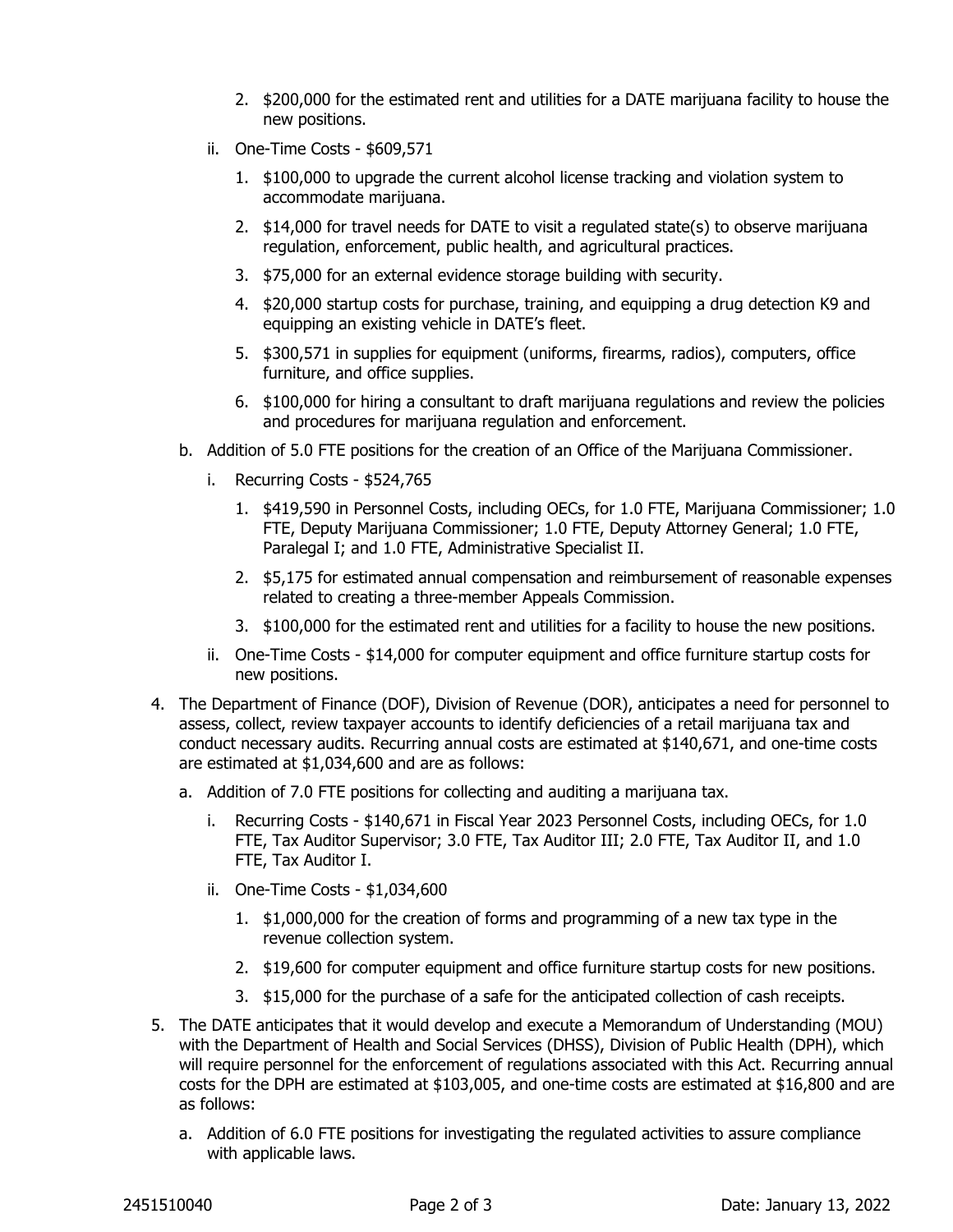2. $200,000 for the estimated rent and utilities for a DATE marijuana facility to house the new positions.

ii. One-Time Costs - $609,571

1. $100,000 to upgrade the current alcohol license tracking and violation system to accommodate marijuana.
2. $14,000 for travel needs for DATE to visit a regulated state(s) to observe marijuana regulation, enforcement, public health, and agricultural practices.
3. $75,000 for an external evidence storage building with security.
4. $20,000 startup costs for purchase, training, and equipping a drug detection K9 and equipping an existing vehicle in DATE's fleet.
5. $300,571 in supplies for equipment (uniforms, firearms, radios), computers, office furniture, and office supplies.
6. $100,000 for hiring a consultant to draft marijuana regulations and review the policies and procedures for marijuana regulation and enforcement.

b. Addition of 5.0 FTE positions for the creation of an Office of the Marijuana Commissioner.

i. Recurring Costs - $524,765

1. $419,590 in Personnel Costs, including OECs, for 1.0 FTE, Marijuana Commissioner; 1.0 FTE, Deputy Marijuana Commissioner; 1.0 FTE, Deputy Attorney General; 1.0 FTE, Paralegal I; and 1.0 FTE, Administrative Specialist II.
2. $5,175 for estimated annual compensation and reimbursement of reasonable expenses related to creating a three-member Appeals Commission.
3. $100,000 for the estimated rent and utilities for a facility to house the new positions.

ii. One-Time Costs - $14,000 for computer equipment and office furniture startup costs for new positions.

4. The Department of Finance (DOF), Division of Revenue (DOR), anticipates a need for personnel to assess, collect, review taxpayer accounts to identify deficiencies of a retail marijuana tax and conduct necessary audits. Recurring annual costs are estimated at $140,671, and one-time costs are estimated at $1,034,600 and are as follows:

   a. Addition of 7.0 FTE positions for collecting and auditing a marijuana tax.

   i. Recurring Costs - $140,671 in Fiscal Year 2023 Personnel Costs, including OECs, for 1.0 FTE, Tax Auditor Supervisor; 3.0 FTE, Tax Auditor III; 2.0 FTE, Tax Auditor II, and 1.0 FTE, Tax Auditor I.

   ii. One-Time Costs - $1,034,600

   1. $1,000,000 for the creation of forms and programming of a new tax type in the revenue collection system.
   2. $19,600 for computer equipment and office furniture startup costs for new positions.
   3. $15,000 for the purchase of a safe for the anticipated collection of cash receipts.

5. The DATE anticipates that it would develop and execute a Memorandum of Understanding (MOU) with the Department of Health and Social Services (DHSS), Division of Public Health (DPH), which will require personnel for the enforcement of regulations associated with this Act. Recurring annual costs for the DPH are estimated at $103,005, and one-time costs are estimated at $16,800 and are as follows:

   a. Addition of 6.0 FTE positions for investigating the regulated activities to assure compliance with applicable laws.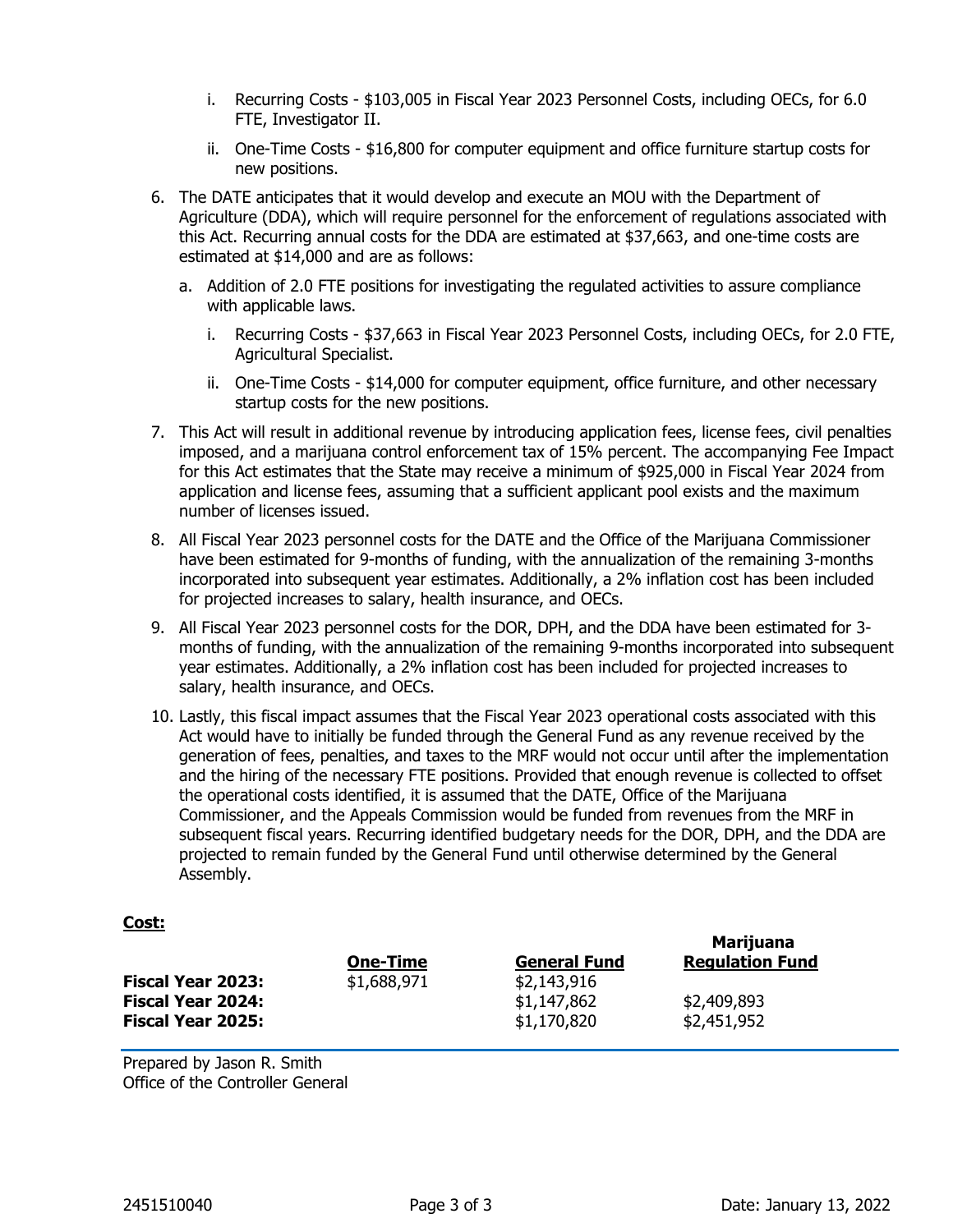i. Recurring Costs - $103,005 in Fiscal Year 2023 Personnel Costs, including OECs, for 6.0 FTE, Investigator II.

   ii. One-Time Costs - $16,800 for computer equipment and office furniture startup costs for new positions.

6. The DATE anticipates that it would develop and execute an MOU with the Department of Agriculture (DDA), which will require personnel for the enforcement of regulations associated with this Act. Recurring annual costs for the DDA are estimated at $37,663, and one-time costs are estimated at $14,000 and are as follows:

   a. Addition of 2.0 FTE positions for investigating the regulated activities to assure compliance with applicable laws.

      i. Recurring Costs - $37,663 in Fiscal Year 2023 Personnel Costs, including OECs, for 2.0 FTE, Agricultural Specialist.

      ii. One-Time Costs - $14,000 for computer equipment, office furniture, and other necessary startup costs for the new positions.

7. This Act will result in additional revenue by introducing application fees, license fees, civil penalties imposed, and a marijuana control enforcement tax of 15% percent. The accompanying Fee Impact for this Act estimates that the State may receive a minimum of $925,000 in Fiscal Year 2024 from application and license fees, assuming that a sufficient applicant pool exists and the maximum number of licenses issued.

8. All Fiscal Year 2023 personnel costs for the DATE and the Office of the Marijuana Commissioner have been estimated for 9-months of funding, with the annualization of the remaining 3-months incorporated into subsequent year estimates. Additionally, a 2% inflation cost has been included for projected increases to salary, health insurance, and OECs.

9. All Fiscal Year 2023 personnel costs for the DOR, DPH, and the DDA have been estimated for 3-months of funding, with the annualization of the remaining 9-months incorporated into subsequent year estimates. Additionally, a 2% inflation cost has been included for projected increases to salary, health insurance, and OECs.

10. Lastly, this fiscal impact assumes that the Fiscal Year 2023 operational costs associated with this Act would have to initially be funded through the General Fund as any revenue received by the generation of fees, penalties, and taxes to the MRF would not occur until after the implementation and the hiring of the necessary FTE positions. Provided that enough revenue is collected to offset the operational costs identified, it is assumed that the DATE, Office of the Marijuana Commissioner, and the Appeals Commission would be funded from revenues from the MRF in subsequent fiscal years. Recurring identified budgetary needs for the DOR, DPH, and the DDA are projected to remain funded by the General Fund until otherwise determined by the General Assembly.

**Cost:**

| | One-Time | General Fund | Marijuana Regulation Fund |
|---|---|---|---|
| **Fiscal Year 2023:** | $1,688,971 | $2,143,916 | |
| **Fiscal Year 2024:** | | $1,147,862 | $2,409,893 |
| **Fiscal Year 2025:** | | $1,170,820 | $2,451,952 |

Prepared by Jason R. Smith
Office of the Controller General

2451510040

Date: January 13, 2022